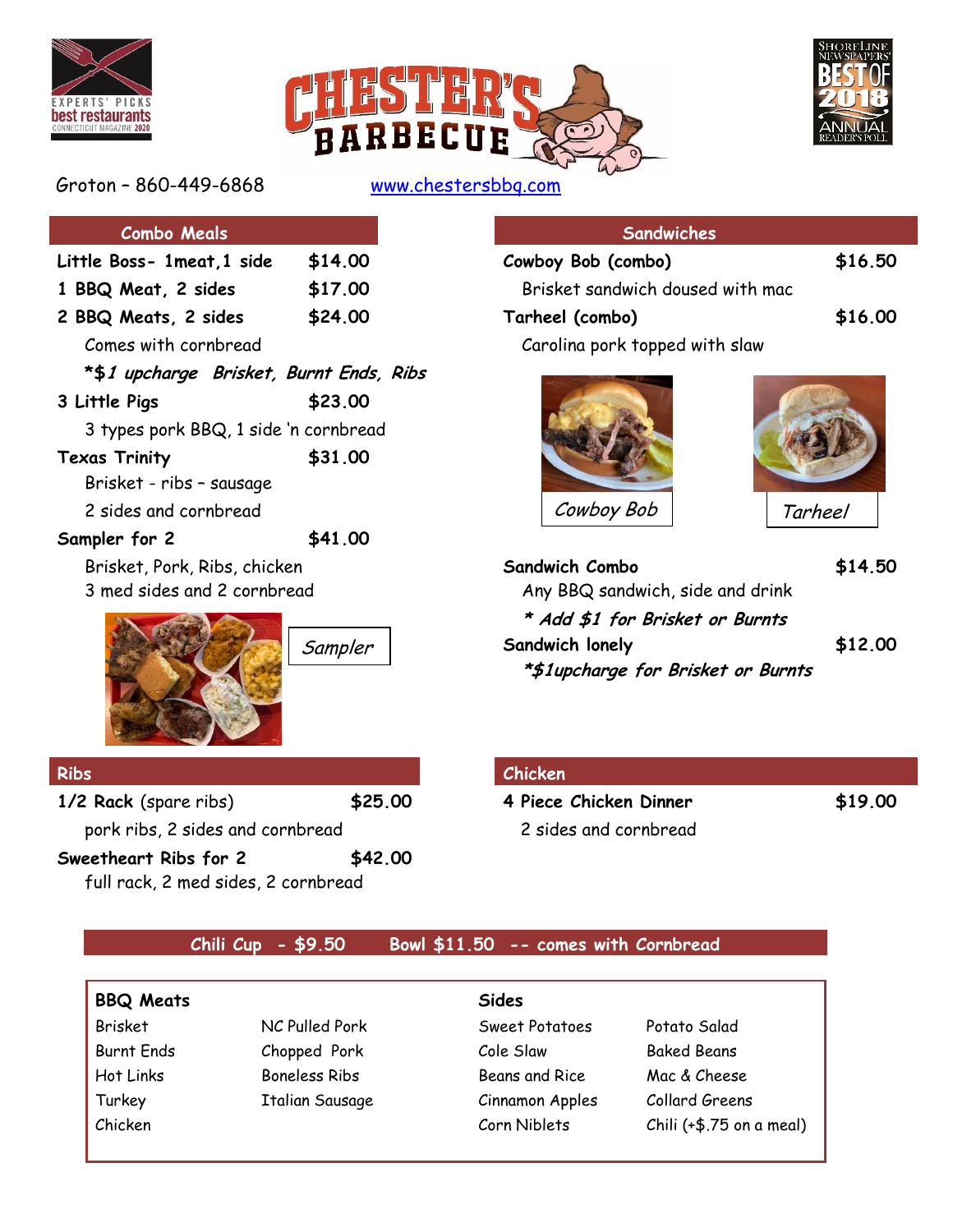# CHESTER'S BARBECUE

Groton – 860-449-6868 www.chestersbbq.com

## Combo Meals

| Item | Price |
|---|---|
| **Little Boss- 1meat,1 side** | **$14.00** |
| **1 BBQ Meat, 2 sides** | **$17.00** |
| **2 BBQ Meats, 2 sides** | **$24.00** |

Comes with cornbread

***$1 upcharge Brisket, Burnt Ends, Ribs***

| Item | Price |
|---|---|
| **3 Little Pigs** | **$23.00** |

3 types pork BBQ, 1 side 'n cornbread

| Item | Price |
|---|---|
| **Texas Trinity** | **$31.00** |

Brisket - ribs – sausage

2 sides and cornbread

| Item | Price |
|---|---|
| **Sampler for 2** | **$41.00** |

Brisket, Pork, Ribs, chicken

3 med sides and 2 cornbread

*Sampler*

## Sandwiches

| Item | Price |
|---|---|
| **Cowboy Bob (combo)** | **$16.50** |

Brisket sandwich doused with mac

| Item | Price |
|---|---|
| **Tarheel (combo)** | **$16.00** |

Carolina pork topped with slaw

*Cowboy Bob*

*Tarheel*

| Item | Price |
|---|---|
| **Sandwich Combo** | **$14.50** |

Any BBQ sandwich, side and drink

***\* Add $1 for Brisket or Burnts***

| Item | Price |
|---|---|
| **Sandwich lonely** | **$12.00** |

***\*$1upcharge for Brisket or Burnts***

## Ribs

| Item | Price |
|---|---|
| **1/2 Rack** (spare ribs) | **$25.00** |

pork ribs, 2 sides and cornbread

| Item | Price |
|---|---|
| **Sweetheart Ribs for 2** | **$42.00** |

full rack, 2 med sides, 2 cornbread

## Chicken

| Item | Price |
|---|---|
| **4 Piece Chicken Dinner** | **$19.00** |

2 sides and cornbread

## Chili Cup - $9.50 Bowl $11.50 -- comes with Cornbread

**BBQ Meats**

| | |
|---|---|
| Brisket | NC Pulled Pork |
| Burnt Ends | Chopped Pork |
| Hot Links | Boneless Ribs |
| Turkey | Italian Sausage |
| Chicken | |

**Sides**

| | |
|---|---|
| Sweet Potatoes | Potato Salad |
| Cole Slaw | Baked Beans |
| Beans and Rice | Mac & Cheese |
| Cinnamon Apples | Collard Greens |
| Corn Niblets | Chili (+$.75 on a meal) |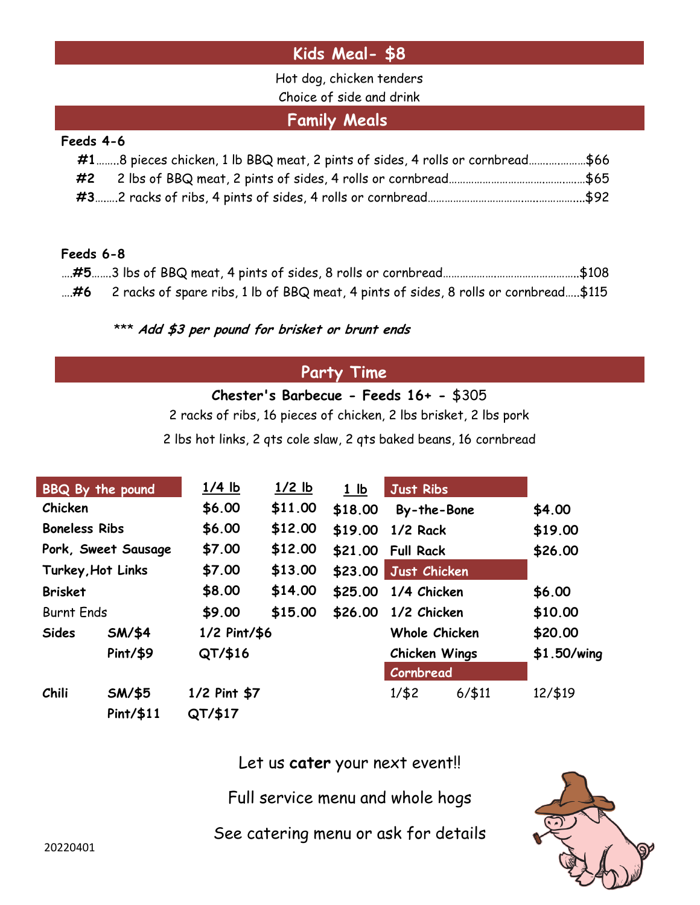## Kids Meal- $8

Hot dog, chicken tenders
Choice of side and drink

## Family Meals

**Feeds 4-6**

**#1**........8 pieces chicken, 1 lb BBQ meat, 2 pints of sides, 4 rolls or cornbread....................$66

**#2** 2 lbs of BBQ meat, 2 pints of sides, 4 rolls or cornbread..........................................$65

**#3**........2 racks of ribs, 4 pints of sides, 4 rolls or cornbread...............................................$92

**Feeds 6-8**

....**#5**.......3 lbs of BBQ meat, 4 pints of sides, 8 rolls or cornbread..........................................$108

....**#6** 2 racks of spare ribs, 1 lb of BBQ meat, 4 pints of sides, 8 rolls or cornbread.....$115

*** ***Add $3 per pound for brisket or brunt ends***

## Party Time

**Chester's Barbecue - Feeds 16+ -** $305

2 racks of ribs, 16 pieces of chicken, 2 lbs brisket, 2 lbs pork

2 lbs hot links, 2 qts cole slaw, 2 qts baked beans, 16 cornbread

| BBQ By the pound | | 1/4 lb | 1/2 lb | 1 lb |
|---|---|---|---|---|
| Chicken | | $6.00 | $11.00 | $18.00 |
| Boneless Ribs | | $6.00 | $12.00 | $19.00 |
| Pork, Sweet Sausage | | $7.00 | $12.00 | $21.00 |
| Turkey, Hot Links | | $7.00 | $13.00 | $23.00 |
| Brisket | | $8.00 | $14.00 | $25.00 |
| Burnt Ends | | $9.00 | $15.00 | $26.00 |
| Sides | SM/$4 | 1/2 Pint/$6 | | |
| | Pint/$9 | QT/$16 | | |
| Chili | SM/$5 | 1/2 Pint $7 | | |
| | Pint/$11 | QT/$17 | | |

| Just Ribs | |
|---|---|
| By-the-Bone | $4.00 |
| 1/2 Rack | $19.00 |
| Full Rack | $26.00 |
| **Just Chicken** | |
| 1/4 Chicken | $6.00 |
| 1/2 Chicken | $10.00 |
| Whole Chicken | $20.00 |
| Chicken Wings | $1.50/wing |
| **Cornbread** | |
| 1/$2 6/$11 | 12/$19 |

Let us **cater** your next event!!

Full service menu and whole hogs

See catering menu or ask for details

20220401